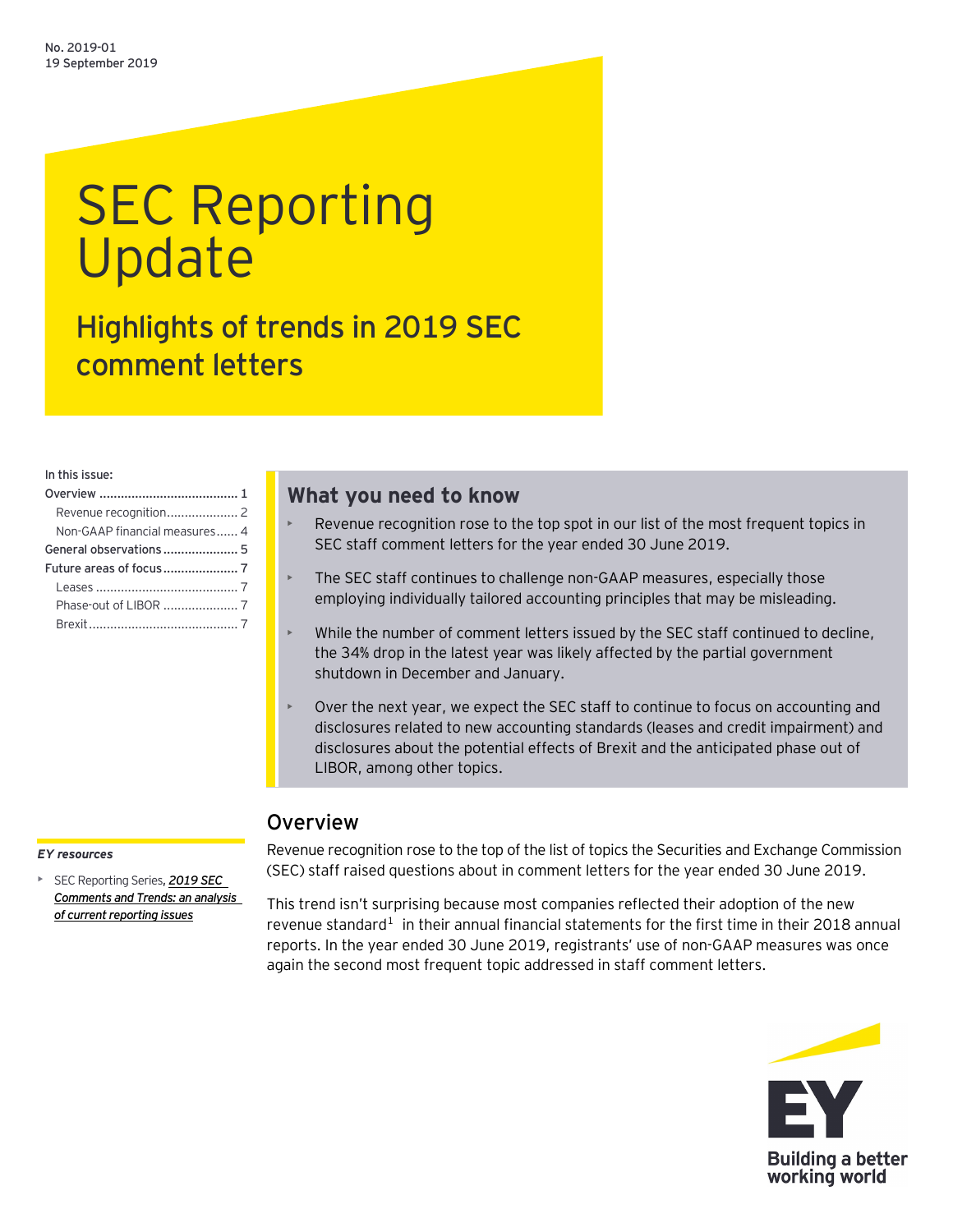No. 2019-01
19 September 2019

# SEC Reporting Update

## Highlights of trends in 2019 SEC comment letters

In this issue:

- Overview ....................................... 1
  - Revenue recognition .................... 2
  - Non-GAAP financial measures ...... 4
- General observations ..................... 5
- Future areas of focus ..................... 7
  - Leases ........................................ 7
  - Phase-out of LIBOR ..................... 7
  - Brexit .......................................... 7

### What you need to know

- Revenue recognition rose to the top spot in our list of the most frequent topics in SEC staff comment letters for the year ended 30 June 2019.
- The SEC staff continues to challenge non-GAAP measures, especially those employing individually tailored accounting principles that may be misleading.
- While the number of comment letters issued by the SEC staff continued to decline, the 34% drop in the latest year was likely affected by the partial government shutdown in December and January.
- Over the next year, we expect the SEC staff to continue to focus on accounting and disclosures related to new accounting standards (leases and credit impairment) and disclosures about the potential effects of Brexit and the anticipated phase out of LIBOR, among other topics.

## Overview

Revenue recognition rose to the top of the list of topics the Securities and Exchange Commission (SEC) staff raised questions about in comment letters for the year ended 30 June 2019.

This trend isn't surprising because most companies reflected their adoption of the new revenue standard[1] in their annual financial statements for the first time in their 2018 annual reports. In the year ended 30 June 2019, registrants' use of non-GAAP measures was once again the second most frequent topic addressed in staff comment letters.

*EY resources*

- SEC Reporting Series, ***2019 SEC Comments and Trends: an analysis of current reporting issues***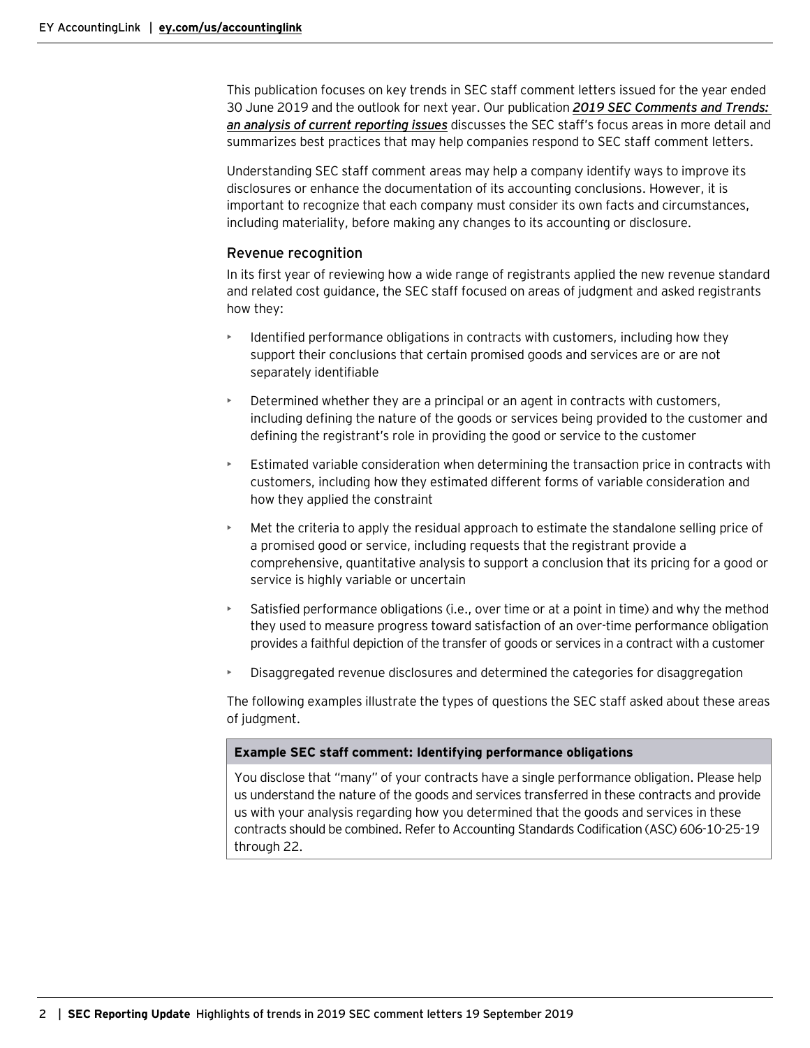This publication focuses on key trends in SEC staff comment letters issued for the year ended 30 June 2019 and the outlook for next year. Our publication ***2019 SEC Comments and Trends: an analysis of current reporting issues*** discusses the SEC staff's focus areas in more detail and summarizes best practices that may help companies respond to SEC staff comment letters.

Understanding SEC staff comment areas may help a company identify ways to improve its disclosures or enhance the documentation of its accounting conclusions. However, it is important to recognize that each company must consider its own facts and circumstances, including materiality, before making any changes to its accounting or disclosure.

## Revenue recognition

In its first year of reviewing how a wide range of registrants applied the new revenue standard and related cost guidance, the SEC staff focused on areas of judgment and asked registrants how they:

- Identified performance obligations in contracts with customers, including how they support their conclusions that certain promised goods and services are or are not separately identifiable
- Determined whether they are a principal or an agent in contracts with customers, including defining the nature of the goods or services being provided to the customer and defining the registrant's role in providing the good or service to the customer
- Estimated variable consideration when determining the transaction price in contracts with customers, including how they estimated different forms of variable consideration and how they applied the constraint
- Met the criteria to apply the residual approach to estimate the standalone selling price of a promised good or service, including requests that the registrant provide a comprehensive, quantitative analysis to support a conclusion that its pricing for a good or service is highly variable or uncertain
- Satisfied performance obligations (i.e., over time or at a point in time) and why the method they used to measure progress toward satisfaction of an over-time performance obligation provides a faithful depiction of the transfer of goods or services in a contract with a customer
- Disaggregated revenue disclosures and determined the categories for disaggregation

The following examples illustrate the types of questions the SEC staff asked about these areas of judgment.

| **Example SEC staff comment: Identifying performance obligations** |
| --- |
| You disclose that "many" of your contracts have a single performance obligation. Please help us understand the nature of the goods and services transferred in these contracts and provide us with your analysis regarding how you determined that the goods and services in these contracts should be combined. Refer to Accounting Standards Codification (ASC) 606-10-25-19 through 22. |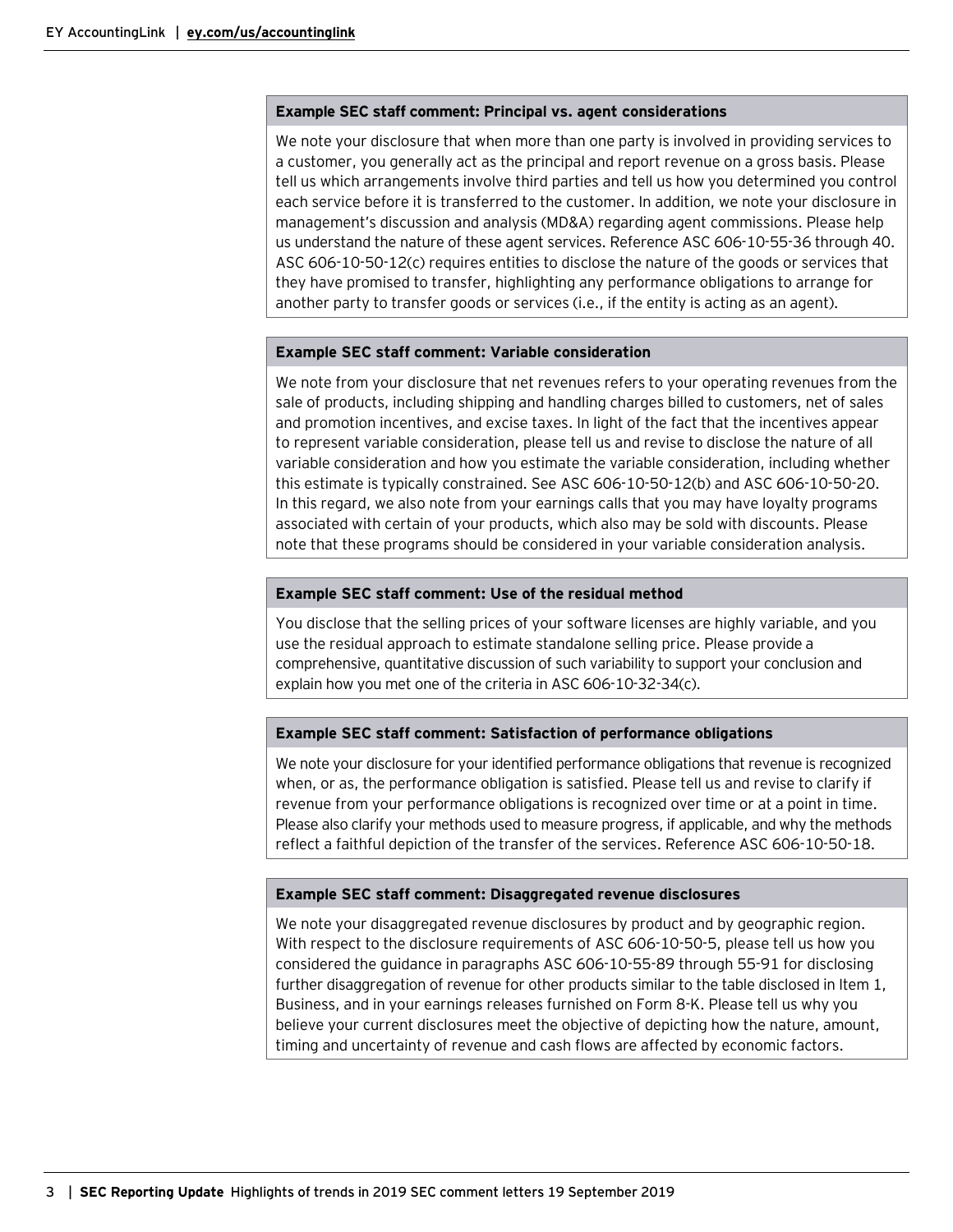**Example SEC staff comment: Principal vs. agent considerations**

We note your disclosure that when more than one party is involved in providing services to a customer, you generally act as the principal and report revenue on a gross basis. Please tell us which arrangements involve third parties and tell us how you determined you control each service before it is transferred to the customer. In addition, we note your disclosure in management's discussion and analysis (MD&A) regarding agent commissions. Please help us understand the nature of these agent services. Reference ASC 606-10-55-36 through 40. ASC 606-10-50-12(c) requires entities to disclose the nature of the goods or services that they have promised to transfer, highlighting any performance obligations to arrange for another party to transfer goods or services (i.e., if the entity is acting as an agent).

**Example SEC staff comment: Variable consideration**

We note from your disclosure that net revenues refers to your operating revenues from the sale of products, including shipping and handling charges billed to customers, net of sales and promotion incentives, and excise taxes. In light of the fact that the incentives appear to represent variable consideration, please tell us and revise to disclose the nature of all variable consideration and how you estimate the variable consideration, including whether this estimate is typically constrained. See ASC 606-10-50-12(b) and ASC 606-10-50-20. In this regard, we also note from your earnings calls that you may have loyalty programs associated with certain of your products, which also may be sold with discounts. Please note that these programs should be considered in your variable consideration analysis.

**Example SEC staff comment: Use of the residual method**

You disclose that the selling prices of your software licenses are highly variable, and you use the residual approach to estimate standalone selling price. Please provide a comprehensive, quantitative discussion of such variability to support your conclusion and explain how you met one of the criteria in ASC 606-10-32-34(c).

**Example SEC staff comment: Satisfaction of performance obligations**

We note your disclosure for your identified performance obligations that revenue is recognized when, or as, the performance obligation is satisfied. Please tell us and revise to clarify if revenue from your performance obligations is recognized over time or at a point in time. Please also clarify your methods used to measure progress, if applicable, and why the methods reflect a faithful depiction of the transfer of the services. Reference ASC 606-10-50-18.

**Example SEC staff comment: Disaggregated revenue disclosures**

We note your disaggregated revenue disclosures by product and by geographic region. With respect to the disclosure requirements of ASC 606-10-50-5, please tell us how you considered the guidance in paragraphs ASC 606-10-55-89 through 55-91 for disclosing further disaggregation of revenue for other products similar to the table disclosed in Item 1, Business, and in your earnings releases furnished on Form 8-K. Please tell us why you believe your current disclosures meet the objective of depicting how the nature, amount, timing and uncertainty of revenue and cash flows are affected by economic factors.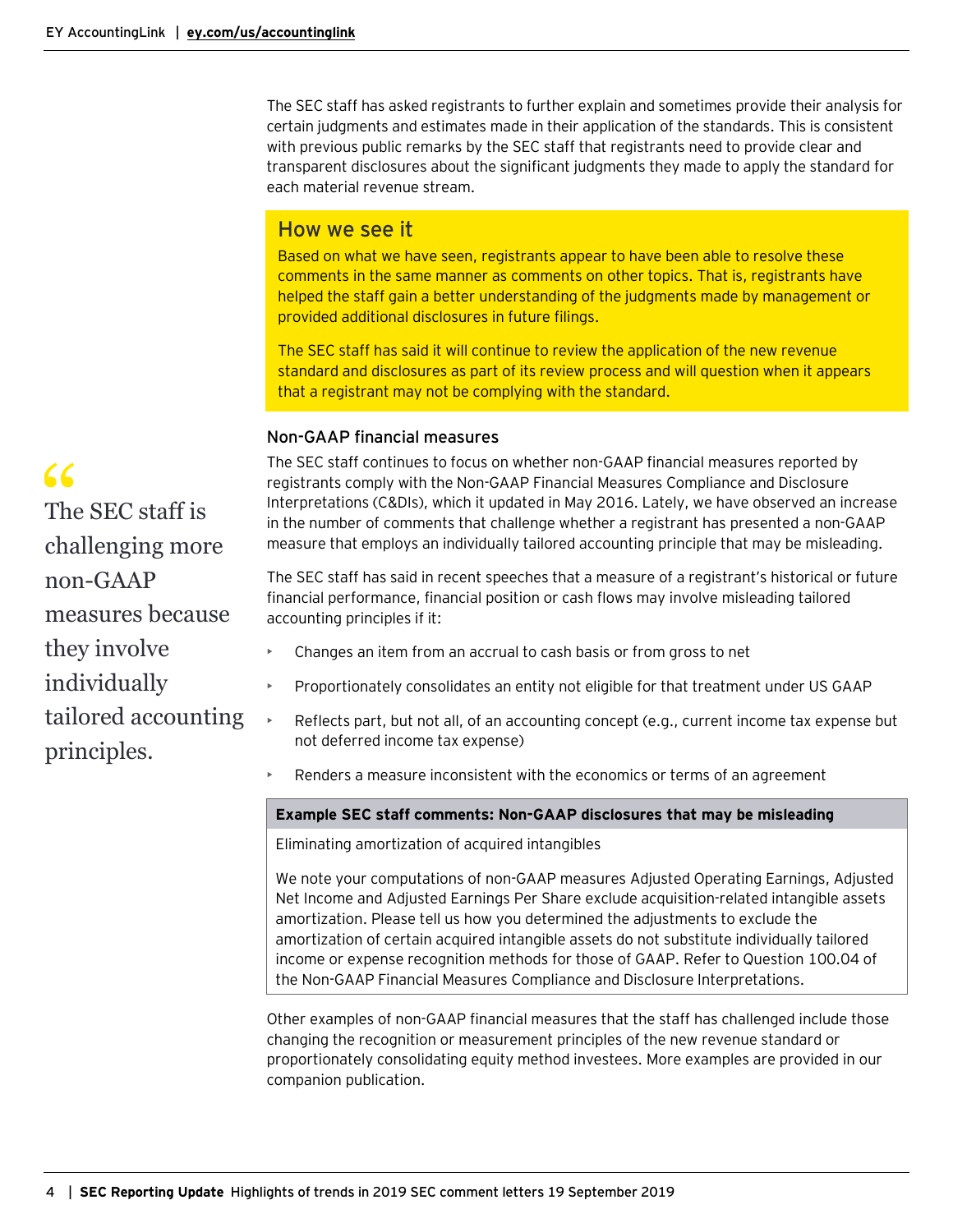The SEC staff has asked registrants to further explain and sometimes provide their analysis for certain judgments and estimates made in their application of the standards. This is consistent with previous public remarks by the SEC staff that registrants need to provide clear and transparent disclosures about the significant judgments they made to apply the standard for each material revenue stream.

## How we see it

Based on what we have seen, registrants appear to have been able to resolve these comments in the same manner as comments on other topics. That is, registrants have helped the staff gain a better understanding of the judgments made by management or provided additional disclosures in future filings.

The SEC staff has said it will continue to review the application of the new revenue standard and disclosures as part of its review process and will question when it appears that a registrant may not be complying with the standard.

### Non-GAAP financial measures

> "The SEC staff is challenging more non-GAAP measures because they involve individually tailored accounting principles.

The SEC staff continues to focus on whether non-GAAP financial measures reported by registrants comply with the Non-GAAP Financial Measures Compliance and Disclosure Interpretations (C&DIs), which it updated in May 2016. Lately, we have observed an increase in the number of comments that challenge whether a registrant has presented a non-GAAP measure that employs an individually tailored accounting principle that may be misleading.

The SEC staff has said in recent speeches that a measure of a registrant's historical or future financial performance, financial position or cash flows may involve misleading tailored accounting principles if it:

- Changes an item from an accrual to cash basis or from gross to net
- Proportionately consolidates an entity not eligible for that treatment under US GAAP
- Reflects part, but not all, of an accounting concept (e.g., current income tax expense but not deferred income tax expense)
- Renders a measure inconsistent with the economics or terms of an agreement

**Example SEC staff comments: Non-GAAP disclosures that may be misleading**

Eliminating amortization of acquired intangibles

We note your computations of non-GAAP measures Adjusted Operating Earnings, Adjusted Net Income and Adjusted Earnings Per Share exclude acquisition-related intangible assets amortization. Please tell us how you determined the adjustments to exclude the amortization of certain acquired intangible assets do not substitute individually tailored income or expense recognition methods for those of GAAP. Refer to Question 100.04 of the Non-GAAP Financial Measures Compliance and Disclosure Interpretations.

Other examples of non-GAAP financial measures that the staff has challenged include those changing the recognition or measurement principles of the new revenue standard or proportionately consolidating equity method investees. More examples are provided in our companion publication.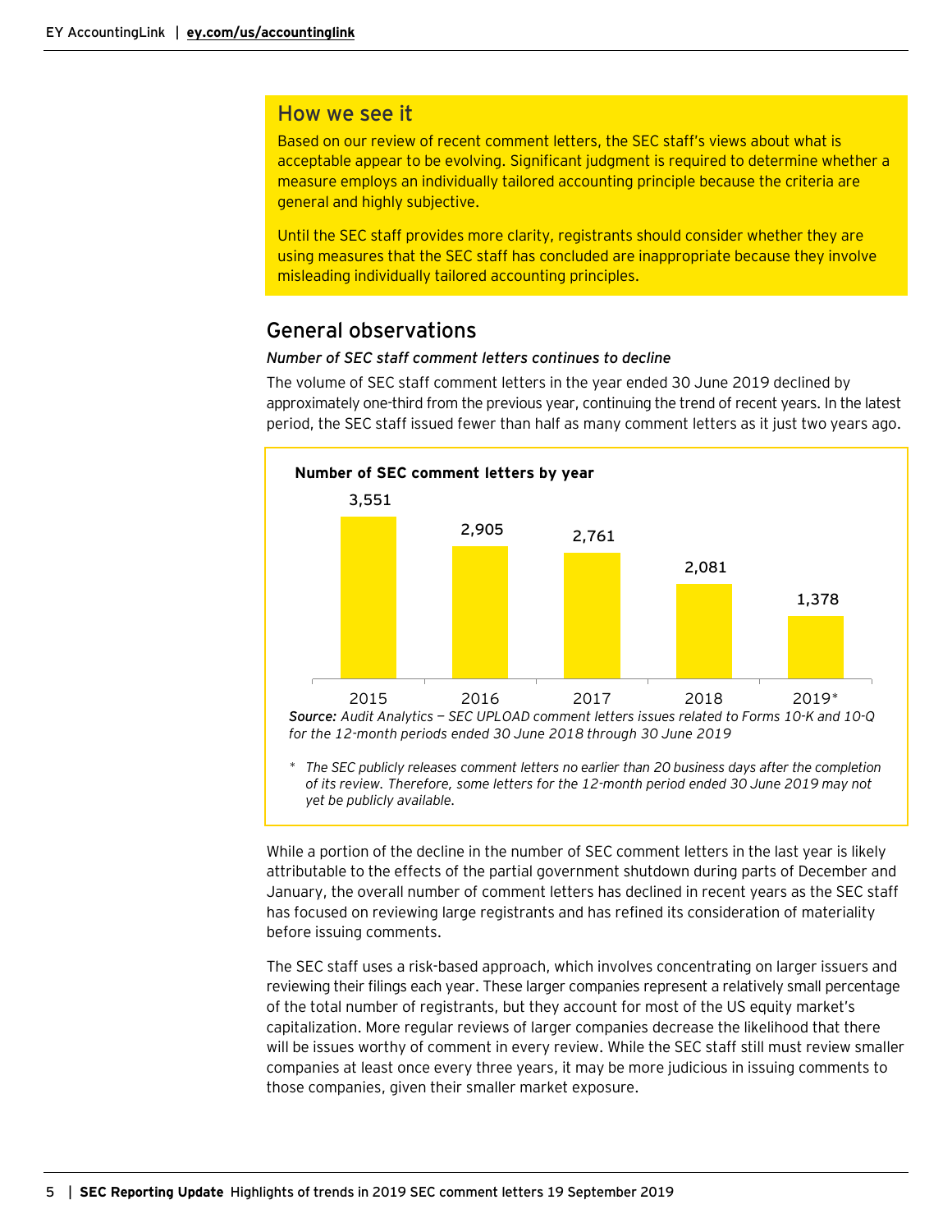## How we see it

Based on our review of recent comment letters, the SEC staff's views about what is acceptable appear to be evolving. Significant judgment is required to determine whether a measure employs an individually tailored accounting principle because the criteria are general and highly subjective.

Until the SEC staff provides more clarity, registrants should consider whether they are using measures that the SEC staff has concluded are inappropriate because they involve misleading individually tailored accounting principles.

## General observations

*Number of SEC staff comment letters continues to decline*

The volume of SEC staff comment letters in the year ended 30 June 2019 declined by approximately one-third from the previous year, continuing the trend of recent years. In the latest period, the SEC staff issued fewer than half as many comment letters as it just two years ago.

**Number of SEC comment letters by year**

| Year | Number of SEC comment letters |
|---|---|
| 2015 | 3,551 |
| 2016 | 2,905 |
| 2017 | 2,761 |
| 2018 | 2,081 |
| 2019* | 1,378 |

***Source:*** *Audit Analytics — SEC UPLOAD comment letters issues related to Forms 10-K and 10-Q for the 12-month periods ended 30 June 2018 through 30 June 2019*

\* *The SEC publicly releases comment letters no earlier than 20 business days after the completion of its review. Therefore, some letters for the 12-month period ended 30 June 2019 may not yet be publicly available.*

While a portion of the decline in the number of SEC comment letters in the last year is likely attributable to the effects of the partial government shutdown during parts of December and January, the overall number of comment letters has declined in recent years as the SEC staff has focused on reviewing large registrants and has refined its consideration of materiality before issuing comments.

The SEC staff uses a risk-based approach, which involves concentrating on larger issuers and reviewing their filings each year. These larger companies represent a relatively small percentage of the total number of registrants, but they account for most of the US equity market's capitalization. More regular reviews of larger companies decrease the likelihood that there will be issues worthy of comment in every review. While the SEC staff still must review smaller companies at least once every three years, it may be more judicious in issuing comments to those companies, given their smaller market exposure.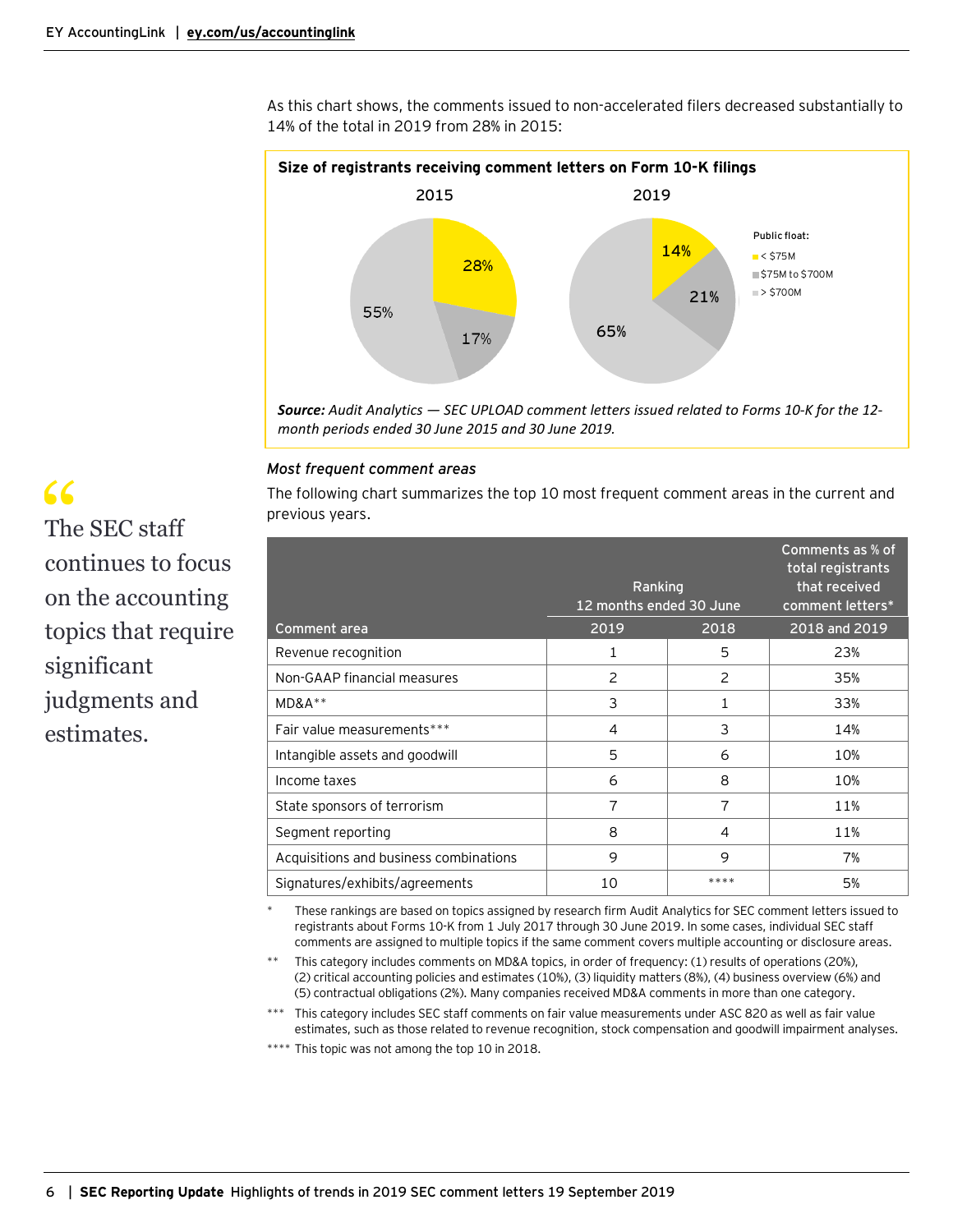As this chart shows, the comments issued to non-accelerated filers decreased substantially to 14% of the total in 2019 from 28% in 2015:

**Size of registrants receiving comment letters on Form 10-K filings**

| Public float | 2015 | 2019 |
|---|---|---|
| < $75M | 28% | 14% |
| $75M to $700M | 17% | 21% |
| > $700M | 55% | 65% |

***Source:*** *Audit Analytics — SEC UPLOAD comment letters issued related to Forms 10-K for the 12-month periods ended 30 June 2015 and 30 June 2019.*

> The SEC staff continues to focus on the accounting topics that require significant judgments and estimates.

### *Most frequent comment areas*

The following chart summarizes the top 10 most frequent comment areas in the current and previous years.

| Comment area | Ranking 12 months ended 30 June 2019 | Ranking 12 months ended 30 June 2018 | Comments as % of total registrants that received comment letters* 2018 and 2019 |
|---|---|---|---|
| Revenue recognition | 1 | 5 | 23% |
| Non-GAAP financial measures | 2 | 2 | 35% |
| MD&A** | 3 | 1 | 33% |
| Fair value measurements*** | 4 | 3 | 14% |
| Intangible assets and goodwill | 5 | 6 | 10% |
| Income taxes | 6 | 8 | 10% |
| State sponsors of terrorism | 7 | 7 | 11% |
| Segment reporting | 8 | 4 | 11% |
| Acquisitions and business combinations | 9 | 9 | 7% |
| Signatures/exhibits/agreements | 10 | **** | 5% |

\* These rankings are based on topics assigned by research firm Audit Analytics for SEC comment letters issued to registrants about Forms 10-K from 1 July 2017 through 30 June 2019. In some cases, individual SEC staff comments are assigned to multiple topics if the same comment covers multiple accounting or disclosure areas.

** This category includes comments on MD&A topics, in order of frequency: (1) results of operations (20%), (2) critical accounting policies and estimates (10%), (3) liquidity matters (8%), (4) business overview (6%) and (5) contractual obligations (2%). Many companies received MD&A comments in more than one category.

*** This category includes SEC staff comments on fair value measurements under ASC 820 as well as fair value estimates, such as those related to revenue recognition, stock compensation and goodwill impairment analyses.

**** This topic was not among the top 10 in 2018.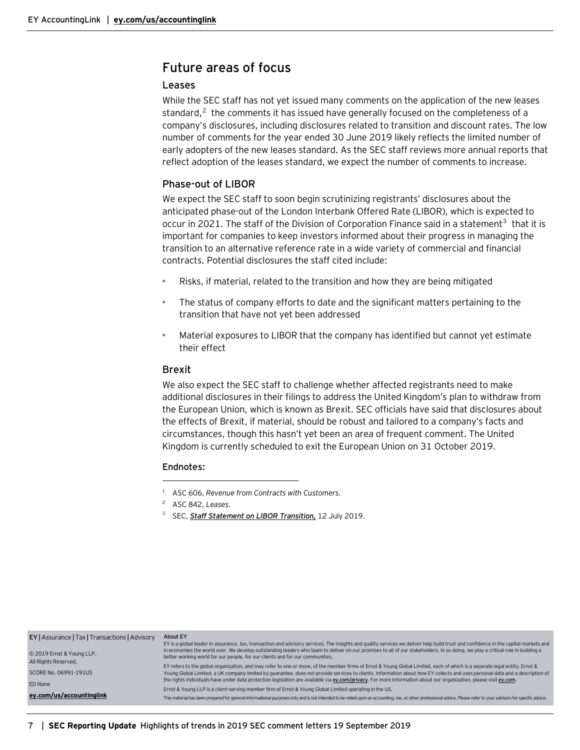## Future areas of focus

### Leases

While the SEC staff has not yet issued many comments on the application of the new leases standard,[2] the comments it has issued have generally focused on the completeness of a company's disclosures, including disclosures related to transition and discount rates. The low number of comments for the year ended 30 June 2019 likely reflects the limited number of early adopters of the new leases standard. As the SEC staff reviews more annual reports that reflect adoption of the leases standard, we expect the number of comments to increase.

### Phase-out of LIBOR

We expect the SEC staff to soon begin scrutinizing registrants' disclosures about the anticipated phase-out of the London Interbank Offered Rate (LIBOR), which is expected to occur in 2021. The staff of the Division of Corporation Finance said in a statement[3] that it is important for companies to keep investors informed about their progress in managing the transition to an alternative reference rate in a wide variety of commercial and financial contracts. Potential disclosures the staff cited include:

- Risks, if material, related to the transition and how they are being mitigated
- The status of company efforts to date and the significant matters pertaining to the transition that have not yet been addressed
- Material exposures to LIBOR that the company has identified but cannot yet estimate their effect

### Brexit

We also expect the SEC staff to challenge whether affected registrants need to make additional disclosures in their filings to address the United Kingdom's plan to withdraw from the European Union, which is known as Brexit. SEC officials have said that disclosures about the effects of Brexit, if material, should be robust and tailored to a company's facts and circumstances, though this hasn't yet been an area of frequent comment. The United Kingdom is currently scheduled to exit the European Union on 31 October 2019.

**Endnotes:**

1. ASC 606, *Revenue from Contracts with Customers.*
2. ASC 842, *Leases.*
3. SEC, ***Staff Statement on LIBOR Transition,*** 12 July 2019.

---

**EY** | Assurance | Tax | Transactions | Advisory

© 2019 Ernst & Young LLP.
All Rights Reserved.

SCORE No. 06991-191US

ED None

**ey.com/us/accountinglink**

**About EY**

EY is a global leader in assurance, tax, transaction and advisory services. The insights and quality services we deliver help build trust and confidence in the capital markets and in economies the world over. We develop outstanding leaders who team to deliver on our promises to all of our stakeholders. In so doing, we play a critical role in building a better working world for our people, for our clients and for our communities.

EY refers to the global organization, and may refer to one or more, of the member firms of Ernst & Young Global Limited, each of which is a separate legal entity. Ernst & Young Global Limited, a UK company limited by guarantee, does not provide services to clients. Information about how EY collects and uses personal data and a description of the rights individuals have under data protection legislation are available via **ey.com/privacy**. For more information about our organization, please visit **ey.com**.

Ernst & Young LLP is a client-serving member firm of Ernst & Young Global Limited operating in the US.

This material has been prepared for general informational purposes only and is not intended to be relied upon as accounting, tax, or other professional advice. Please refer to your advisors for specific advice.